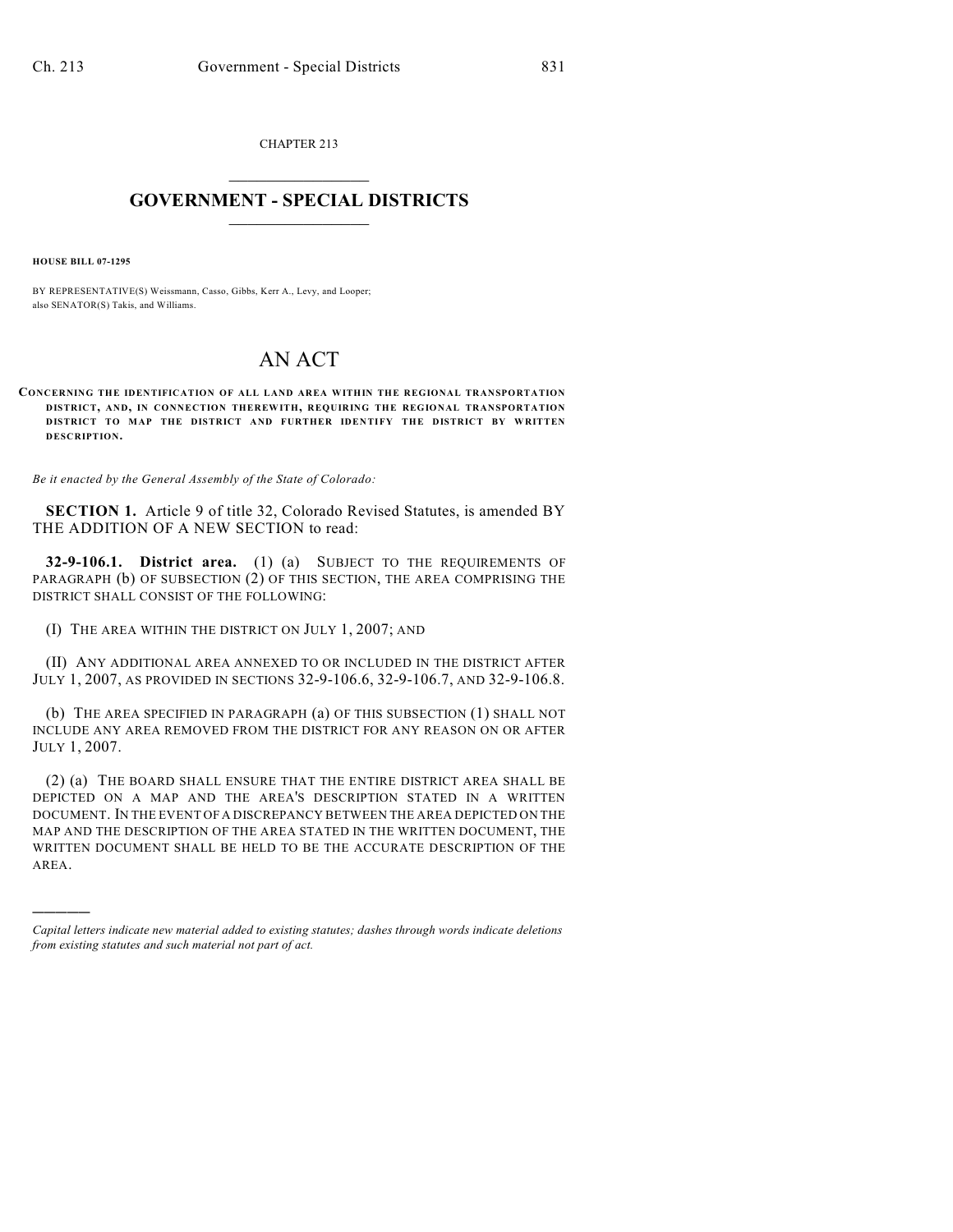CHAPTER 213

# GOVERNMENT - SPECIAL DISTRICTS

**HOUSE BILL 07-1295**

BY REPRESENTATIVE(S) Weissmann, Casso, Gibbs, Kerr A., Levy, and Looper; also SENATOR(S) Takis, and Williams.

# AN ACT

**CONCERNING THE IDENTIFICATION OF ALL LAND AREA WITHIN THE REGIONAL TRANSPORTATION DISTRICT, AND, IN CONNECTION THEREWITH, REQUIRING THE REGIONAL TRANSPORTATION DISTRICT TO MAP THE DISTRICT AND FURTHER IDENTIFY THE DISTRICT BY WRITTEN DESCRIPTION.**

*Be it enacted by the General Assembly of the State of Colorado:*

**SECTION 1.** Article 9 of title 32, Colorado Revised Statutes, is amended BY THE ADDITION OF A NEW SECTION to read:

**32-9-106.1. District area.** (1) (a) SUBJECT TO THE REQUIREMENTS OF PARAGRAPH (b) OF SUBSECTION (2) OF THIS SECTION, THE AREA COMPRISING THE DISTRICT SHALL CONSIST OF THE FOLLOWING:

(I) THE AREA WITHIN THE DISTRICT ON JULY 1, 2007; AND

(II) ANY ADDITIONAL AREA ANNEXED TO OR INCLUDED IN THE DISTRICT AFTER JULY 1, 2007, AS PROVIDED IN SECTIONS 32-9-106.6, 32-9-106.7, AND 32-9-106.8.

(b) THE AREA SPECIFIED IN PARAGRAPH (a) OF THIS SUBSECTION (1) SHALL NOT INCLUDE ANY AREA REMOVED FROM THE DISTRICT FOR ANY REASON ON OR AFTER JULY 1, 2007.

(2) (a) THE BOARD SHALL ENSURE THAT THE ENTIRE DISTRICT AREA SHALL BE DEPICTED ON A MAP AND THE AREA'S DESCRIPTION STATED IN A WRITTEN DOCUMENT. IN THE EVENT OF A DISCREPANCY BETWEEN THE AREA DEPICTED ON THE MAP AND THE DESCRIPTION OF THE AREA STATED IN THE WRITTEN DOCUMENT, THE WRITTEN DOCUMENT SHALL BE HELD TO BE THE ACCURATE DESCRIPTION OF THE AREA.

---

*Capital letters indicate new material added to existing statutes; dashes through words indicate deletions from existing statutes and such material not part of act.*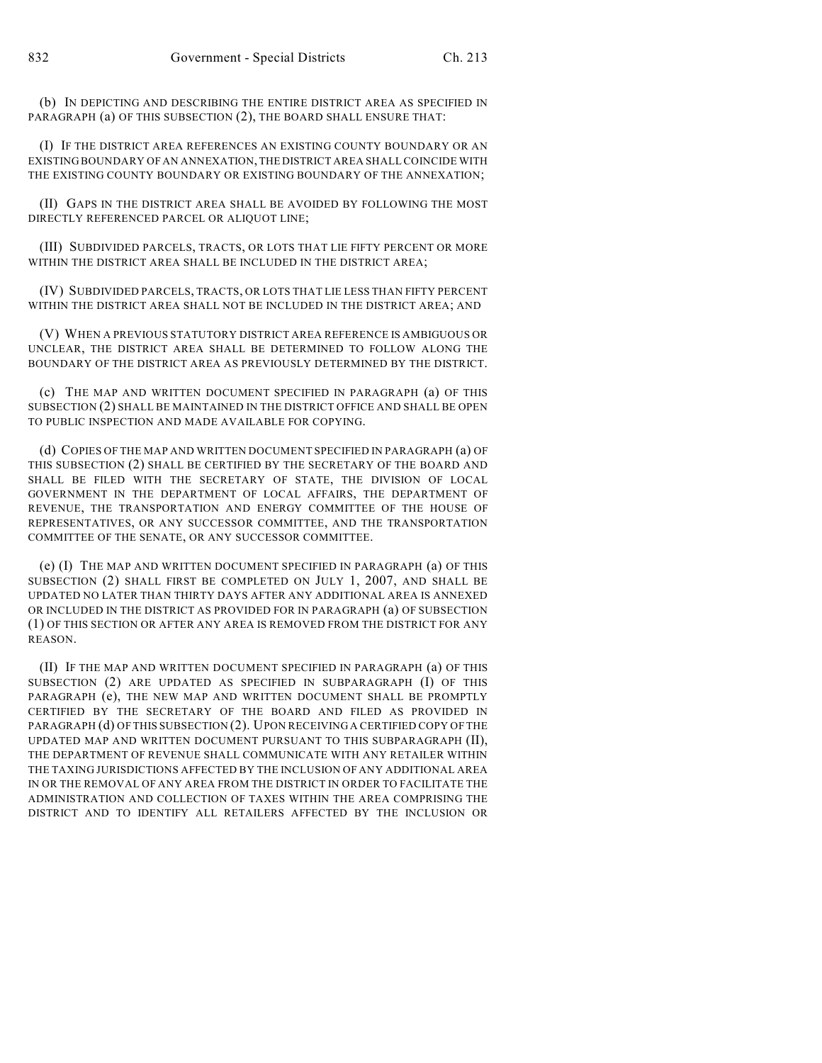(b) IN DEPICTING AND DESCRIBING THE ENTIRE DISTRICT AREA AS SPECIFIED IN PARAGRAPH (a) OF THIS SUBSECTION (2), THE BOARD SHALL ENSURE THAT:

(I) IF THE DISTRICT AREA REFERENCES AN EXISTING COUNTY BOUNDARY OR AN EXISTING BOUNDARY OF AN ANNEXATION, THE DISTRICT AREA SHALL COINCIDE WITH THE EXISTING COUNTY BOUNDARY OR EXISTING BOUNDARY OF THE ANNEXATION;

(II) GAPS IN THE DISTRICT AREA SHALL BE AVOIDED BY FOLLOWING THE MOST DIRECTLY REFERENCED PARCEL OR ALIQUOT LINE;

(III) SUBDIVIDED PARCELS, TRACTS, OR LOTS THAT LIE FIFTY PERCENT OR MORE WITHIN THE DISTRICT AREA SHALL BE INCLUDED IN THE DISTRICT AREA;

(IV) SUBDIVIDED PARCELS, TRACTS, OR LOTS THAT LIE LESS THAN FIFTY PERCENT WITHIN THE DISTRICT AREA SHALL NOT BE INCLUDED IN THE DISTRICT AREA; AND

(V) WHEN A PREVIOUS STATUTORY DISTRICT AREA REFERENCE IS AMBIGUOUS OR UNCLEAR, THE DISTRICT AREA SHALL BE DETERMINED TO FOLLOW ALONG THE BOUNDARY OF THE DISTRICT AREA AS PREVIOUSLY DETERMINED BY THE DISTRICT.

(c) THE MAP AND WRITTEN DOCUMENT SPECIFIED IN PARAGRAPH (a) OF THIS SUBSECTION (2) SHALL BE MAINTAINED IN THE DISTRICT OFFICE AND SHALL BE OPEN TO PUBLIC INSPECTION AND MADE AVAILABLE FOR COPYING.

(d) COPIES OF THE MAP AND WRITTEN DOCUMENT SPECIFIED IN PARAGRAPH (a) OF THIS SUBSECTION (2) SHALL BE CERTIFIED BY THE SECRETARY OF THE BOARD AND SHALL BE FILED WITH THE SECRETARY OF STATE, THE DIVISION OF LOCAL GOVERNMENT IN THE DEPARTMENT OF LOCAL AFFAIRS, THE DEPARTMENT OF REVENUE, THE TRANSPORTATION AND ENERGY COMMITTEE OF THE HOUSE OF REPRESENTATIVES, OR ANY SUCCESSOR COMMITTEE, AND THE TRANSPORTATION COMMITTEE OF THE SENATE, OR ANY SUCCESSOR COMMITTEE.

(e) (I) THE MAP AND WRITTEN DOCUMENT SPECIFIED IN PARAGRAPH (a) OF THIS SUBSECTION (2) SHALL FIRST BE COMPLETED ON JULY 1, 2007, AND SHALL BE UPDATED NO LATER THAN THIRTY DAYS AFTER ANY ADDITIONAL AREA IS ANNEXED OR INCLUDED IN THE DISTRICT AS PROVIDED FOR IN PARAGRAPH (a) OF SUBSECTION (1) OF THIS SECTION OR AFTER ANY AREA IS REMOVED FROM THE DISTRICT FOR ANY REASON.

(II) IF THE MAP AND WRITTEN DOCUMENT SPECIFIED IN PARAGRAPH (a) OF THIS SUBSECTION (2) ARE UPDATED AS SPECIFIED IN SUBPARAGRAPH (I) OF THIS PARAGRAPH (e), THE NEW MAP AND WRITTEN DOCUMENT SHALL BE PROMPTLY CERTIFIED BY THE SECRETARY OF THE BOARD AND FILED AS PROVIDED IN PARAGRAPH (d) OF THIS SUBSECTION (2). UPON RECEIVING A CERTIFIED COPY OF THE UPDATED MAP AND WRITTEN DOCUMENT PURSUANT TO THIS SUBPARAGRAPH (II), THE DEPARTMENT OF REVENUE SHALL COMMUNICATE WITH ANY RETAILER WITHIN THE TAXING JURISDICTIONS AFFECTED BY THE INCLUSION OF ANY ADDITIONAL AREA IN OR THE REMOVAL OF ANY AREA FROM THE DISTRICT IN ORDER TO FACILITATE THE ADMINISTRATION AND COLLECTION OF TAXES WITHIN THE AREA COMPRISING THE DISTRICT AND TO IDENTIFY ALL RETAILERS AFFECTED BY THE INCLUSION OR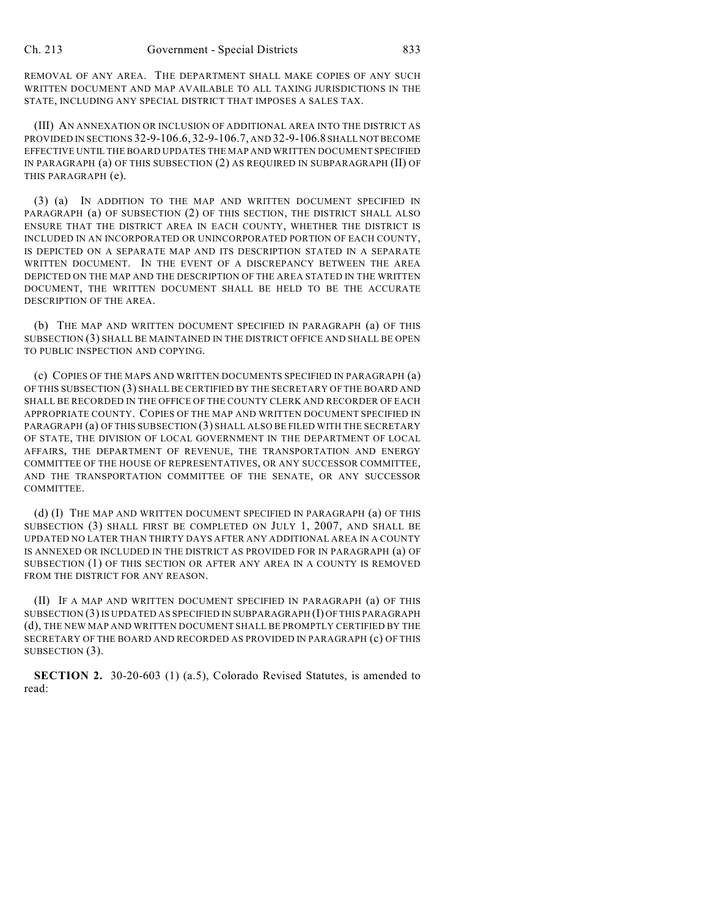REMOVAL OF ANY AREA. THE DEPARTMENT SHALL MAKE COPIES OF ANY SUCH WRITTEN DOCUMENT AND MAP AVAILABLE TO ALL TAXING JURISDICTIONS IN THE STATE, INCLUDING ANY SPECIAL DISTRICT THAT IMPOSES A SALES TAX.

(III) AN ANNEXATION OR INCLUSION OF ADDITIONAL AREA INTO THE DISTRICT AS PROVIDED IN SECTIONS 32-9-106.6, 32-9-106.7, AND 32-9-106.8 SHALL NOT BECOME EFFECTIVE UNTIL THE BOARD UPDATES THE MAP AND WRITTEN DOCUMENT SPECIFIED IN PARAGRAPH (a) OF THIS SUBSECTION (2) AS REQUIRED IN SUBPARAGRAPH (II) OF THIS PARAGRAPH (e).

(3) (a) IN ADDITION TO THE MAP AND WRITTEN DOCUMENT SPECIFIED IN PARAGRAPH (a) OF SUBSECTION (2) OF THIS SECTION, THE DISTRICT SHALL ALSO ENSURE THAT THE DISTRICT AREA IN EACH COUNTY, WHETHER THE DISTRICT IS INCLUDED IN AN INCORPORATED OR UNINCORPORATED PORTION OF EACH COUNTY, IS DEPICTED ON A SEPARATE MAP AND ITS DESCRIPTION STATED IN A SEPARATE WRITTEN DOCUMENT. IN THE EVENT OF A DISCREPANCY BETWEEN THE AREA DEPICTED ON THE MAP AND THE DESCRIPTION OF THE AREA STATED IN THE WRITTEN DOCUMENT, THE WRITTEN DOCUMENT SHALL BE HELD TO BE THE ACCURATE DESCRIPTION OF THE AREA.

(b) THE MAP AND WRITTEN DOCUMENT SPECIFIED IN PARAGRAPH (a) OF THIS SUBSECTION (3) SHALL BE MAINTAINED IN THE DISTRICT OFFICE AND SHALL BE OPEN TO PUBLIC INSPECTION AND COPYING.

(c) COPIES OF THE MAPS AND WRITTEN DOCUMENTS SPECIFIED IN PARAGRAPH (a) OF THIS SUBSECTION (3) SHALL BE CERTIFIED BY THE SECRETARY OF THE BOARD AND SHALL BE RECORDED IN THE OFFICE OF THE COUNTY CLERK AND RECORDER OF EACH APPROPRIATE COUNTY. COPIES OF THE MAP AND WRITTEN DOCUMENT SPECIFIED IN PARAGRAPH (a) OF THIS SUBSECTION (3) SHALL ALSO BE FILED WITH THE SECRETARY OF STATE, THE DIVISION OF LOCAL GOVERNMENT IN THE DEPARTMENT OF LOCAL AFFAIRS, THE DEPARTMENT OF REVENUE, THE TRANSPORTATION AND ENERGY COMMITTEE OF THE HOUSE OF REPRESENTATIVES, OR ANY SUCCESSOR COMMITTEE, AND THE TRANSPORTATION COMMITTEE OF THE SENATE, OR ANY SUCCESSOR COMMITTEE.

(d) (I) THE MAP AND WRITTEN DOCUMENT SPECIFIED IN PARAGRAPH (a) OF THIS SUBSECTION (3) SHALL FIRST BE COMPLETED ON JULY 1, 2007, AND SHALL BE UPDATED NO LATER THAN THIRTY DAYS AFTER ANY ADDITIONAL AREA IN A COUNTY IS ANNEXED OR INCLUDED IN THE DISTRICT AS PROVIDED FOR IN PARAGRAPH (a) OF SUBSECTION (1) OF THIS SECTION OR AFTER ANY AREA IN A COUNTY IS REMOVED FROM THE DISTRICT FOR ANY REASON.

(II) IF A MAP AND WRITTEN DOCUMENT SPECIFIED IN PARAGRAPH (a) OF THIS SUBSECTION (3) IS UPDATED AS SPECIFIED IN SUBPARAGRAPH (I) OF THIS PARAGRAPH (d), THE NEW MAP AND WRITTEN DOCUMENT SHALL BE PROMPTLY CERTIFIED BY THE SECRETARY OF THE BOARD AND RECORDED AS PROVIDED IN PARAGRAPH (c) OF THIS SUBSECTION (3).

**SECTION 2.** 30-20-603 (1) (a.5), Colorado Revised Statutes, is amended to read: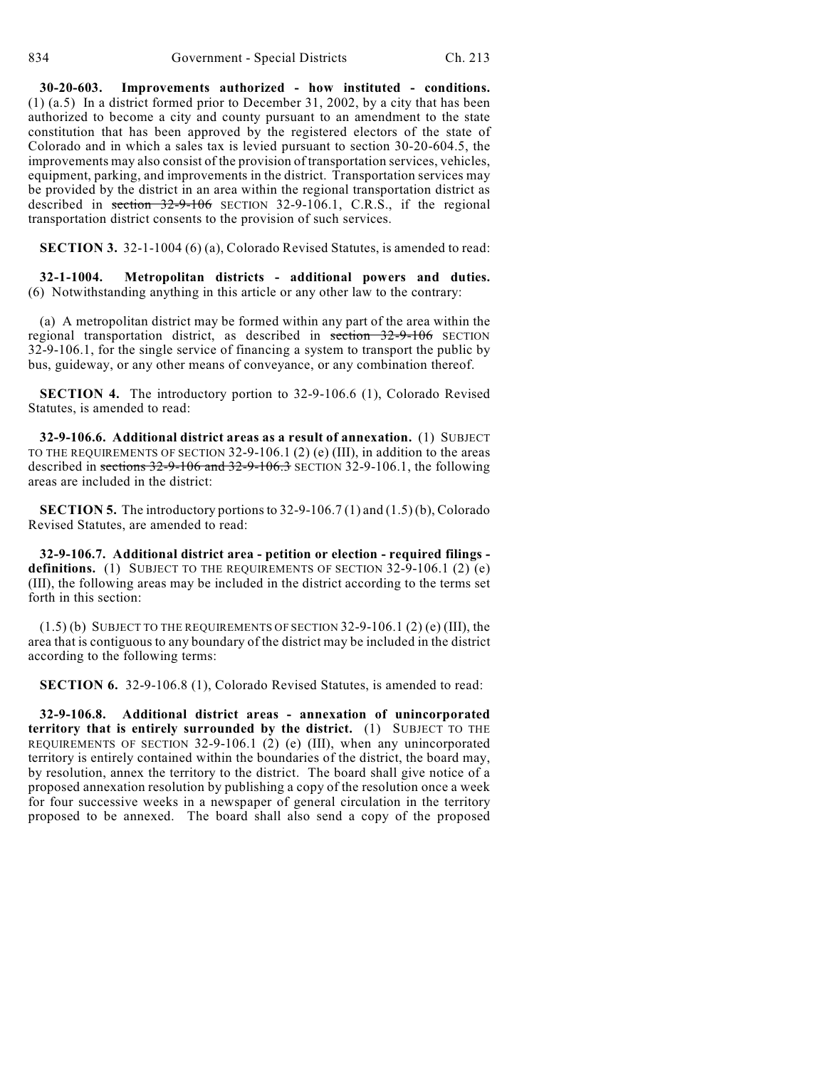**30-20-603. Improvements authorized - how instituted - conditions.** (1) (a.5) In a district formed prior to December 31, 2002, by a city that has been authorized to become a city and county pursuant to an amendment to the state constitution that has been approved by the registered electors of the state of Colorado and in which a sales tax is levied pursuant to section 30-20-604.5, the improvements may also consist of the provision of transportation services, vehicles, equipment, parking, and improvements in the district. Transportation services may be provided by the district in an area within the regional transportation district as described in ~~section 32-9-106~~ SECTION 32-9-106.1, C.R.S., if the regional transportation district consents to the provision of such services.

**SECTION 3.** 32-1-1004 (6) (a), Colorado Revised Statutes, is amended to read:

**32-1-1004. Metropolitan districts - additional powers and duties.** (6) Notwithstanding anything in this article or any other law to the contrary:

(a) A metropolitan district may be formed within any part of the area within the regional transportation district, as described in ~~section 32-9-106~~ SECTION 32-9-106.1, for the single service of financing a system to transport the public by bus, guideway, or any other means of conveyance, or any combination thereof.

**SECTION 4.** The introductory portion to 32-9-106.6 (1), Colorado Revised Statutes, is amended to read:

**32-9-106.6. Additional district areas as a result of annexation.** (1) SUBJECT TO THE REQUIREMENTS OF SECTION 32-9-106.1 (2) (e) (III), in addition to the areas described in ~~sections 32-9-106 and 32-9-106.3~~ SECTION 32-9-106.1, the following areas are included in the district:

**SECTION 5.** The introductory portions to 32-9-106.7 (1) and (1.5) (b), Colorado Revised Statutes, are amended to read:

**32-9-106.7. Additional district area - petition or election - required filings - definitions.** (1) SUBJECT TO THE REQUIREMENTS OF SECTION 32-9-106.1 (2) (e) (III), the following areas may be included in the district according to the terms set forth in this section:

(1.5) (b) SUBJECT TO THE REQUIREMENTS OF SECTION 32-9-106.1 (2) (e) (III), the area that is contiguous to any boundary of the district may be included in the district according to the following terms:

**SECTION 6.** 32-9-106.8 (1), Colorado Revised Statutes, is amended to read:

**32-9-106.8. Additional district areas - annexation of unincorporated territory that is entirely surrounded by the district.** (1) SUBJECT TO THE REQUIREMENTS OF SECTION 32-9-106.1 (2) (e) (III), when any unincorporated territory is entirely contained within the boundaries of the district, the board may, by resolution, annex the territory to the district. The board shall give notice of a proposed annexation resolution by publishing a copy of the resolution once a week for four successive weeks in a newspaper of general circulation in the territory proposed to be annexed. The board shall also send a copy of the proposed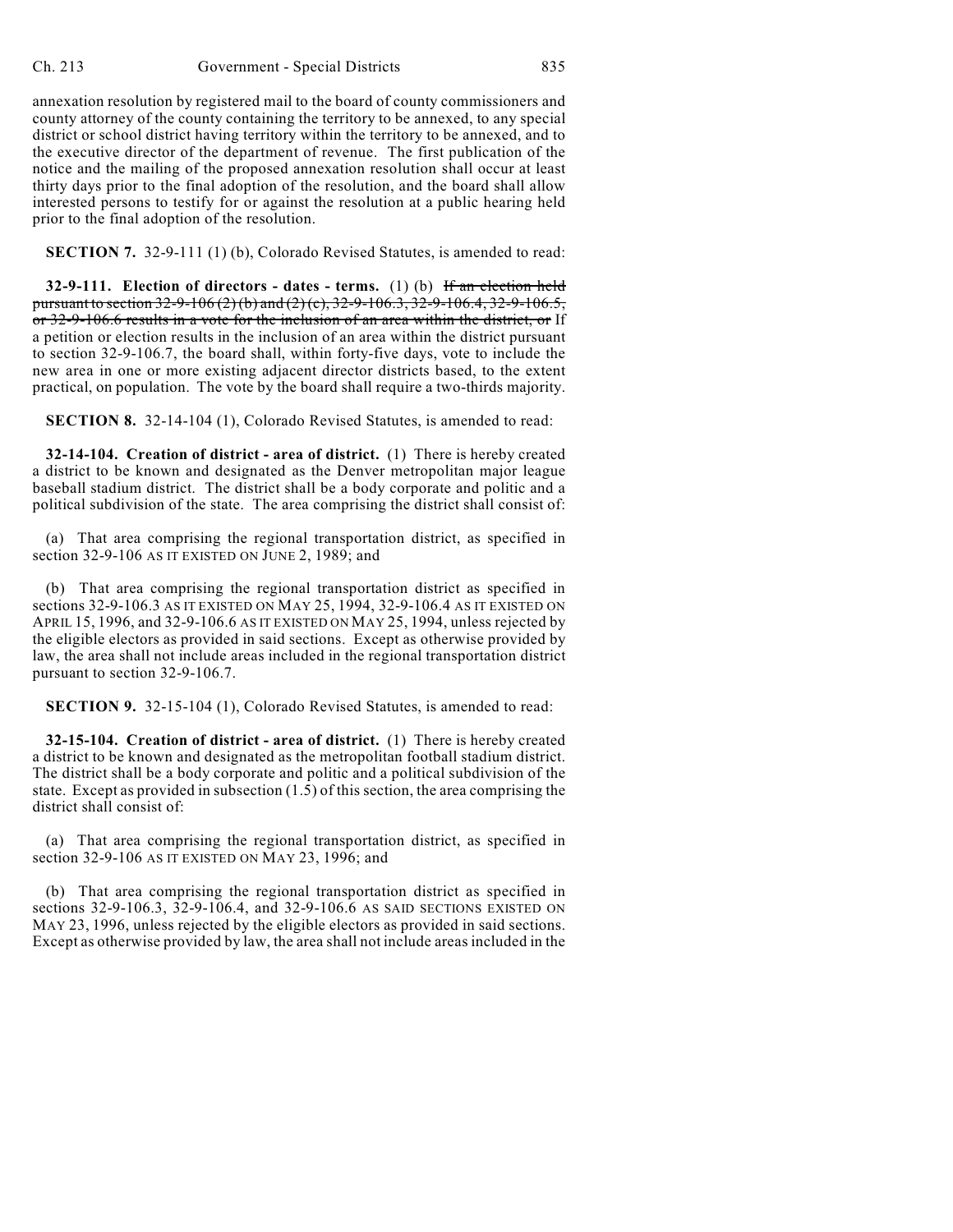annexation resolution by registered mail to the board of county commissioners and county attorney of the county containing the territory to be annexed, to any special district or school district having territory within the territory to be annexed, and to the executive director of the department of revenue. The first publication of the notice and the mailing of the proposed annexation resolution shall occur at least thirty days prior to the final adoption of the resolution, and the board shall allow interested persons to testify for or against the resolution at a public hearing held prior to the final adoption of the resolution.

**SECTION 7.** 32-9-111 (1) (b), Colorado Revised Statutes, is amended to read:

**32-9-111. Election of directors - dates - terms.** (1) (b) ~~If an election held pursuant to section 32-9-106 (2) (b) and (2) (c), 32-9-106.3, 32-9-106.4, 32-9-106.5, or 32-9-106.6 results in a vote for the inclusion of an area within the district, or~~ If a petition or election results in the inclusion of an area within the district pursuant to section 32-9-106.7, the board shall, within forty-five days, vote to include the new area in one or more existing adjacent director districts based, to the extent practical, on population. The vote by the board shall require a two-thirds majority.

**SECTION 8.** 32-14-104 (1), Colorado Revised Statutes, is amended to read:

**32-14-104. Creation of district - area of district.** (1) There is hereby created a district to be known and designated as the Denver metropolitan major league baseball stadium district. The district shall be a body corporate and politic and a political subdivision of the state. The area comprising the district shall consist of:

(a) That area comprising the regional transportation district, as specified in section 32-9-106 AS IT EXISTED ON JUNE 2, 1989; and

(b) That area comprising the regional transportation district as specified in sections 32-9-106.3 AS IT EXISTED ON MAY 25, 1994, 32-9-106.4 AS IT EXISTED ON APRIL 15, 1996, and 32-9-106.6 AS IT EXISTED ON MAY 25, 1994, unless rejected by the eligible electors as provided in said sections. Except as otherwise provided by law, the area shall not include areas included in the regional transportation district pursuant to section 32-9-106.7.

**SECTION 9.** 32-15-104 (1), Colorado Revised Statutes, is amended to read:

**32-15-104. Creation of district - area of district.** (1) There is hereby created a district to be known and designated as the metropolitan football stadium district. The district shall be a body corporate and politic and a political subdivision of the state. Except as provided in subsection (1.5) of this section, the area comprising the district shall consist of:

(a) That area comprising the regional transportation district, as specified in section 32-9-106 AS IT EXISTED ON MAY 23, 1996; and

(b) That area comprising the regional transportation district as specified in sections 32-9-106.3, 32-9-106.4, and 32-9-106.6 AS SAID SECTIONS EXISTED ON MAY 23, 1996, unless rejected by the eligible electors as provided in said sections. Except as otherwise provided by law, the area shall not include areas included in the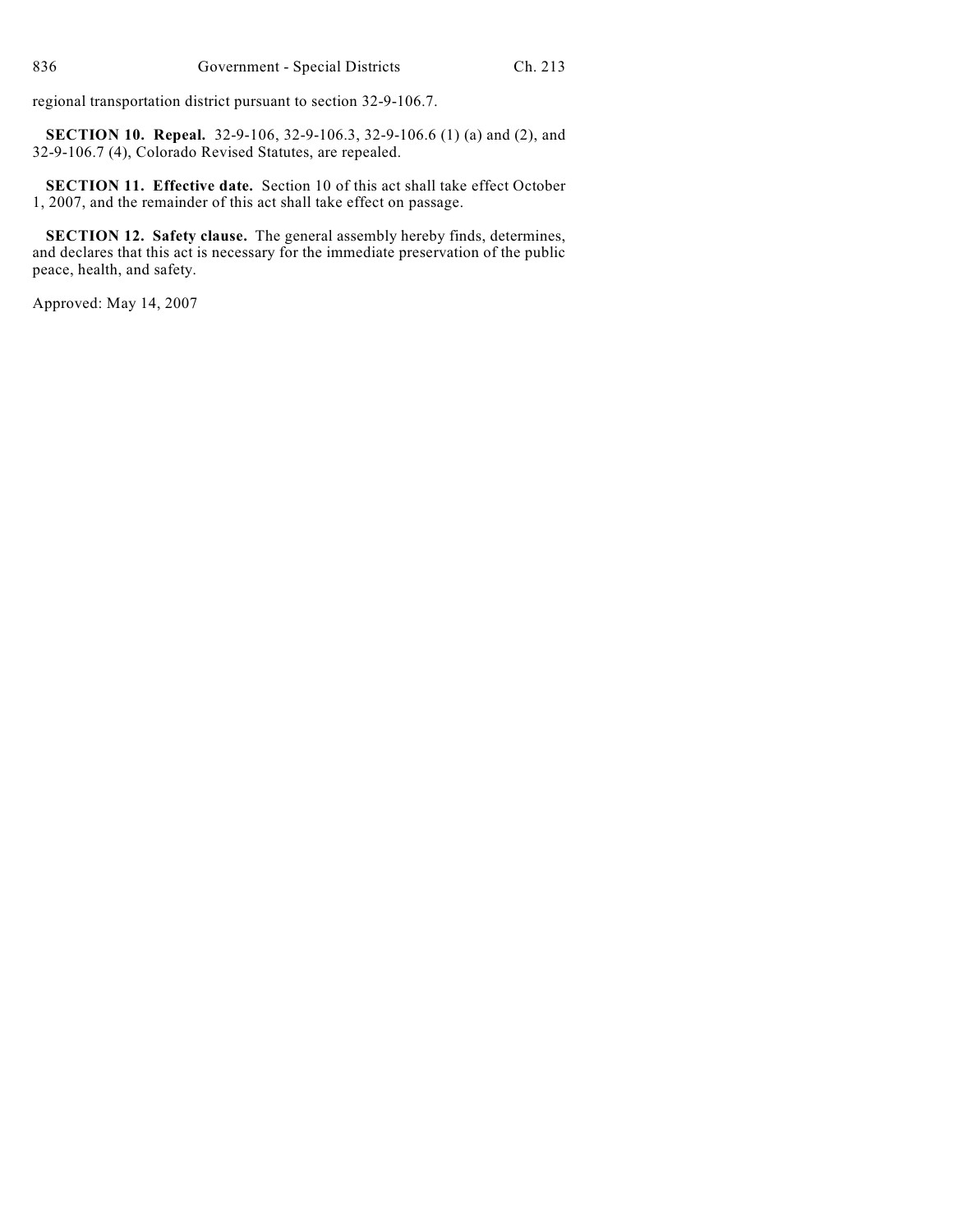regional transportation district pursuant to section 32-9-106.7.

**SECTION 10. Repeal.** 32-9-106, 32-9-106.3, 32-9-106.6 (1) (a) and (2), and 32-9-106.7 (4), Colorado Revised Statutes, are repealed.

**SECTION 11. Effective date.** Section 10 of this act shall take effect October 1, 2007, and the remainder of this act shall take effect on passage.

**SECTION 12. Safety clause.** The general assembly hereby finds, determines, and declares that this act is necessary for the immediate preservation of the public peace, health, and safety.

Approved: May 14, 2007